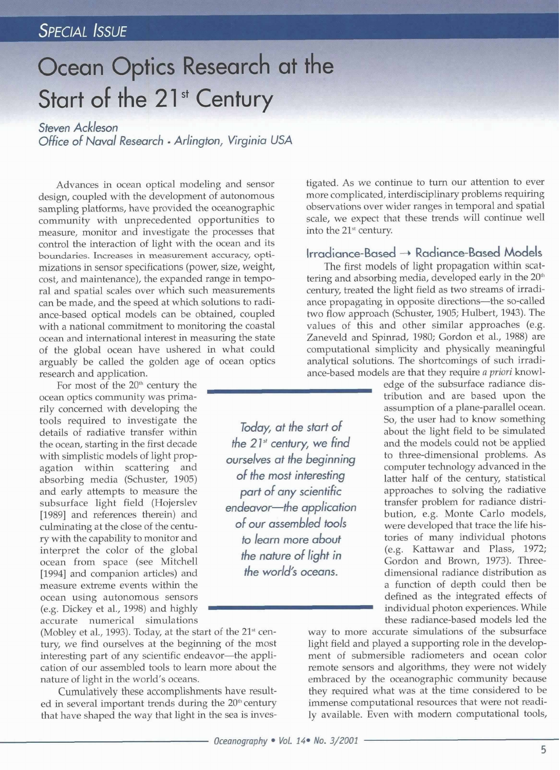SPECIAL ISSUE

# Ocean Optics Research at the Start of the 21st Century

*Steven Ackleson*
*Office of Naval Research • Arlington, Virginia USA*

Advances in ocean optical modeling and sensor design, coupled with the development of autonomous sampling platforms, have provided the oceanographic community with unprecedented opportunities to measure, monitor and investigate the processes that control the interaction of light with the ocean and its boundaries. Increases in measurement accuracy, optimizations in sensor specifications (power, size, weight, cost, and maintenance), the expanded range in temporal and spatial scales over which such measurements can be made, and the speed at which solutions to radiance-based optical models can be obtained, coupled with a national commitment to monitoring the coastal ocean and international interest in measuring the state of the global ocean have ushered in what could arguably be called the golden age of ocean optics research and application.

For most of the 20th century the ocean optics community was primarily concerned with developing the tools required to investigate the details of radiative transfer within the ocean, starting in the first decade with simplistic models of light propagation within scattering and absorbing media (Schuster, 1905) and early attempts to measure the subsurface light field (Hojerslev [1989] and references therein) and culminating at the close of the century with the capability to monitor and interpret the color of the global ocean from space (see Mitchell [1994] and companion articles) and measure extreme events within the ocean using autonomous sensors (e.g. Dickey et al., 1998) and highly accurate numerical simulations (Mobley et al., 1993). Today, at the start of the 21st century, we find ourselves at the beginning of the most interesting part of any scientific endeavor—the application of our assembled tools to learn more about the nature of light in the world's oceans.

> *Today, at the start of the 21st century, we find ourselves at the beginning of the most interesting part of any scientific endeavor—the application of our assembled tools to learn more about the nature of light in the world's oceans.*

Cumulatively these accomplishments have resulted in several important trends during the 20th century that have shaped the way that light in the sea is investigated. As we continue to turn our attention to ever more complicated, interdisciplinary problems requiring observations over wider ranges in temporal and spatial scale, we expect that these trends will continue well into the 21st century.

## Irradiance-Based → Radiance-Based Models

The first models of light propagation within scattering and absorbing media, developed early in the 20th century, treated the light field as two streams of irradiance propagating in opposite directions—the so-called two flow approach (Schuster, 1905; Hulbert, 1943). The values of this and other similar approaches (e.g. Zaneveld and Spinrad, 1980; Gordon et al., 1988) are computational simplicity and physically meaningful analytical solutions. The shortcomings of such irradiance-based models are that they require *a priori* knowledge of the subsurface radiance distribution and are based upon the assumption of a plane-parallel ocean. So, the user had to know something about the light field to be simulated and the models could not be applied to three-dimensional problems. As computer technology advanced in the latter half of the century, statistical approaches to solving the radiative transfer problem for radiance distribution, e.g. Monte Carlo models, were developed that trace the life histories of many individual photons (e.g. Kattawar and Plass, 1972; Gordon and Brown, 1973). Three-dimensional radiance distribution as a function of depth could then be defined as the integrated effects of individual photon experiences. While these radiance-based models led the way to more accurate simulations of the subsurface light field and played a supporting role in the development of submersible radiometers and ocean color remote sensors and algorithms, they were not widely embraced by the oceanographic community because they required what was at the time considered to be immense computational resources that were not readily available. Even with modern computational tools,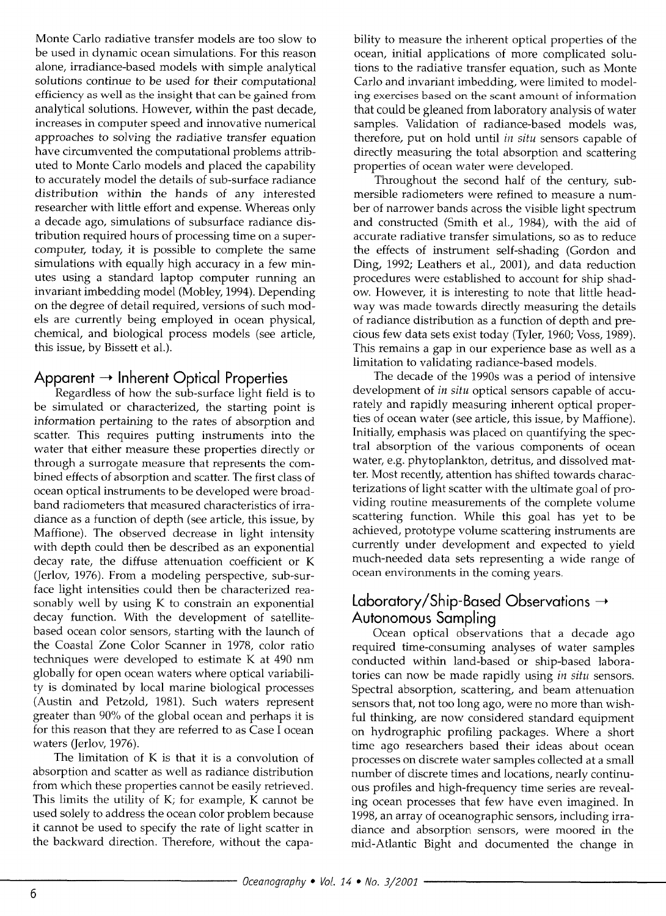Monte Carlo radiative transfer models are too slow to be used in dynamic ocean simulations. For this reason alone, irradiance-based models with simple analytical solutions continue to be used for their computational efficiency as well as the insight that can be gained from analytical solutions. However, within the past decade, increases in computer speed and innovative numerical approaches to solving the radiative transfer equation have circumvented the computational problems attributed to Monte Carlo models and placed the capability to accurately model the details of sub-surface radiance distribution within the hands of any interested researcher with little effort and expense. Whereas only a decade ago, simulations of subsurface radiance distribution required hours of processing time on a supercomputer, today, it is possible to complete the same simulations with equally high accuracy in a few minutes using a standard laptop computer running an invariant imbedding model (Mobley, 1994). Depending on the degree of detail required, versions of such models are currently being employed in ocean physical, chemical, and biological process models (see article, this issue, by Bissett et al.).

## Apparent → Inherent Optical Properties

Regardless of how the sub-surface light field is to be simulated or characterized, the starting point is information pertaining to the rates of absorption and scatter. This requires putting instruments into the water that either measure these properties directly or through a surrogate measure that represents the combined effects of absorption and scatter. The first class of ocean optical instruments to be developed were broadband radiometers that measured characteristics of irradiance as a function of depth (see article, this issue, by Maffione). The observed decrease in light intensity with depth could then be described as an exponential decay rate, the diffuse attenuation coefficient or K (Jerlov, 1976). From a modeling perspective, sub-surface light intensities could then be characterized reasonably well by using K to constrain an exponential decay function. With the development of satellite-based ocean color sensors, starting with the launch of the Coastal Zone Color Scanner in 1978, color ratio techniques were developed to estimate K at 490 nm globally for open ocean waters where optical variability is dominated by local marine biological processes (Austin and Petzold, 1981). Such waters represent greater than 90% of the global ocean and perhaps it is for this reason that they are referred to as Case I ocean waters (Jerlov, 1976).

The limitation of K is that it is a convolution of absorption and scatter as well as radiance distribution from which these properties cannot be easily retrieved. This limits the utility of K; for example, K cannot be used solely to address the ocean color problem because it cannot be used to specify the rate of light scatter in the backward direction. Therefore, without the capability to measure the inherent optical properties of the ocean, initial applications of more complicated solutions to the radiative transfer equation, such as Monte Carlo and invariant imbedding, were limited to modeling exercises based on the scant amount of information that could be gleaned from laboratory analysis of water samples. Validation of radiance-based models was, therefore, put on hold until *in situ* sensors capable of directly measuring the total absorption and scattering properties of ocean water were developed.

Throughout the second half of the century, submersible radiometers were refined to measure a number of narrower bands across the visible light spectrum and constructed (Smith et al., 1984), with the aid of accurate radiative transfer simulations, so as to reduce the effects of instrument self-shading (Gordon and Ding, 1992; Leathers et al., 2001), and data reduction procedures were established to account for ship shadow. However, it is interesting to note that little headway was made towards directly measuring the details of radiance distribution as a function of depth and precious few data sets exist today (Tyler, 1960; Voss, 1989). This remains a gap in our experience base as well as a limitation to validating radiance-based models.

The decade of the 1990s was a period of intensive development of *in situ* optical sensors capable of accurately and rapidly measuring inherent optical properties of ocean water (see article, this issue, by Maffione). Initially, emphasis was placed on quantifying the spectral absorption of the various components of ocean water, e.g. phytoplankton, detritus, and dissolved matter. Most recently, attention has shifted towards characterizations of light scatter with the ultimate goal of providing routine measurements of the complete volume scattering function. While this goal has yet to be achieved, prototype volume scattering instruments are currently under development and expected to yield much-needed data sets representing a wide range of ocean environments in the coming years.

## Laboratory/Ship-Based Observations → Autonomous Sampling

Ocean optical observations that a decade ago required time-consuming analyses of water samples conducted within land-based or ship-based laboratories can now be made rapidly using *in situ* sensors. Spectral absorption, scattering, and beam attenuation sensors that, not too long ago, were no more than wishful thinking, are now considered standard equipment on hydrographic profiling packages. Where a short time ago researchers based their ideas about ocean processes on discrete water samples collected at a small number of discrete times and locations, nearly continuous profiles and high-frequency time series are revealing ocean processes that few have even imagined. In 1998, an array of oceanographic sensors, including irradiance and absorption sensors, were moored in the mid-Atlantic Bight and documented the change in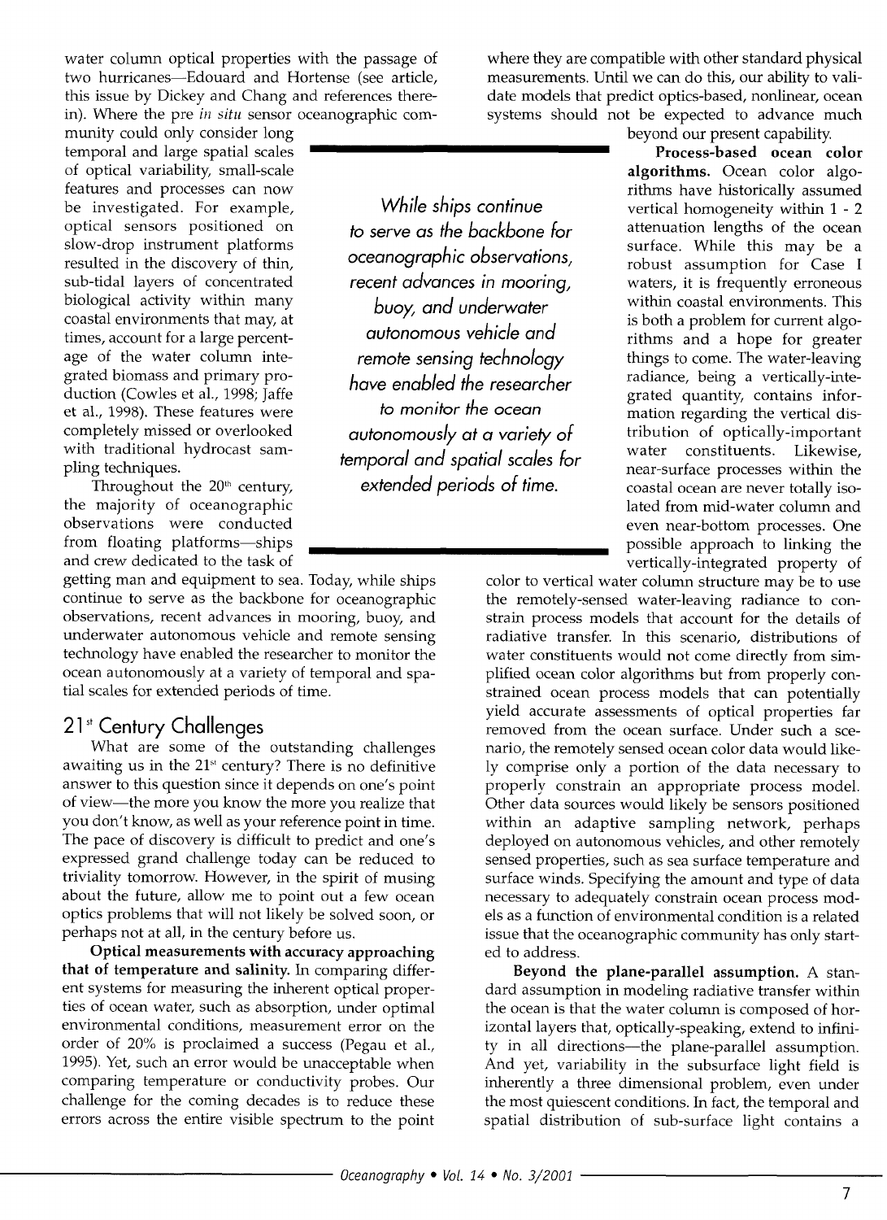water column optical properties with the passage of two hurricanes—Edouard and Hortense (see article, this issue by Dickey and Chang and references therein). Where the pre *in situ* sensor oceanographic community could only consider long temporal and large spatial scales of optical variability, small-scale features and processes can now be investigated. For example, optical sensors positioned on slow-drop instrument platforms resulted in the discovery of thin, sub-tidal layers of concentrated biological activity within many coastal environments that may, at times, account for a large percentage of the water column integrated biomass and primary production (Cowles et al., 1998; Jaffe et al., 1998). These features were completely missed or overlooked with traditional hydrocast sampling techniques.

Throughout the 20th century, the majority of oceanographic observations were conducted from floating platforms—ships and crew dedicated to the task of getting man and equipment to sea. Today, while ships continue to serve as the backbone for oceanographic observations, recent advances in mooring, buoy, and underwater autonomous vehicle and remote sensing technology have enabled the researcher to monitor the ocean autonomously at a variety of temporal and spatial scales for extended periods of time.

> *While ships continue to serve as the backbone for oceanographic observations, recent advances in mooring, buoy, and underwater autonomous vehicle and remote sensing technology have enabled the researcher to monitor the ocean autonomously at a variety of temporal and spatial scales for extended periods of time.*

## 21st Century Challenges

What are some of the outstanding challenges awaiting us in the 21st century? There is no definitive answer to this question since it depends on one's point of view—the more you know the more you realize that you don't know, as well as your reference point in time. The pace of discovery is difficult to predict and one's expressed grand challenge today can be reduced to triviality tomorrow. However, in the spirit of musing about the future, allow me to point out a few ocean optics problems that will not likely be solved soon, or perhaps not at all, in the century before us.

**Optical measurements with accuracy approaching that of temperature and salinity.** In comparing different systems for measuring the inherent optical properties of ocean water, such as absorption, under optimal environmental conditions, measurement error on the order of 20% is proclaimed a success (Pegau et al., 1995). Yet, such an error would be unacceptable when comparing temperature or conductivity probes. Our challenge for the coming decades is to reduce these errors across the entire visible spectrum to the point where they are compatible with other standard physical measurements. Until we can do this, our ability to validate models that predict optics-based, nonlinear, ocean systems should not be expected to advance much beyond our present capability.

**Process-based ocean color algorithms.** Ocean color algorithms have historically assumed vertical homogeneity within 1 - 2 attenuation lengths of the ocean surface. While this may be a robust assumption for Case I waters, it is frequently erroneous within coastal environments. This is both a problem for current algorithms and a hope for greater things to come. The water-leaving radiance, being a vertically-integrated quantity, contains information regarding the vertical distribution of optically-important water constituents. Likewise, near-surface processes within the coastal ocean are never totally isolated from mid-water column and even near-bottom processes. One possible approach to linking the vertically-integrated property of color to vertical water column structure may be to use the remotely-sensed water-leaving radiance to constrain process models that account for the details of radiative transfer. In this scenario, distributions of water constituents would not come directly from simplified ocean color algorithms but from properly constrained ocean process models that can potentially yield accurate assessments of optical properties far removed from the ocean surface. Under such a scenario, the remotely sensed ocean color data would likely comprise only a portion of the data necessary to properly constrain an appropriate process model. Other data sources would likely be sensors positioned within an adaptive sampling network, perhaps deployed on autonomous vehicles, and other remotely sensed properties, such as sea surface temperature and surface winds. Specifying the amount and type of data necessary to adequately constrain ocean process models as a function of environmental condition is a related issue that the oceanographic community has only started to address.

**Beyond the plane-parallel assumption.** A standard assumption in modeling radiative transfer within the ocean is that the water column is composed of horizontal layers that, optically-speaking, extend to infinity in all directions—the plane-parallel assumption. And yet, variability in the subsurface light field is inherently a three dimensional problem, even under the most quiescent conditions. In fact, the temporal and spatial distribution of sub-surface light contains a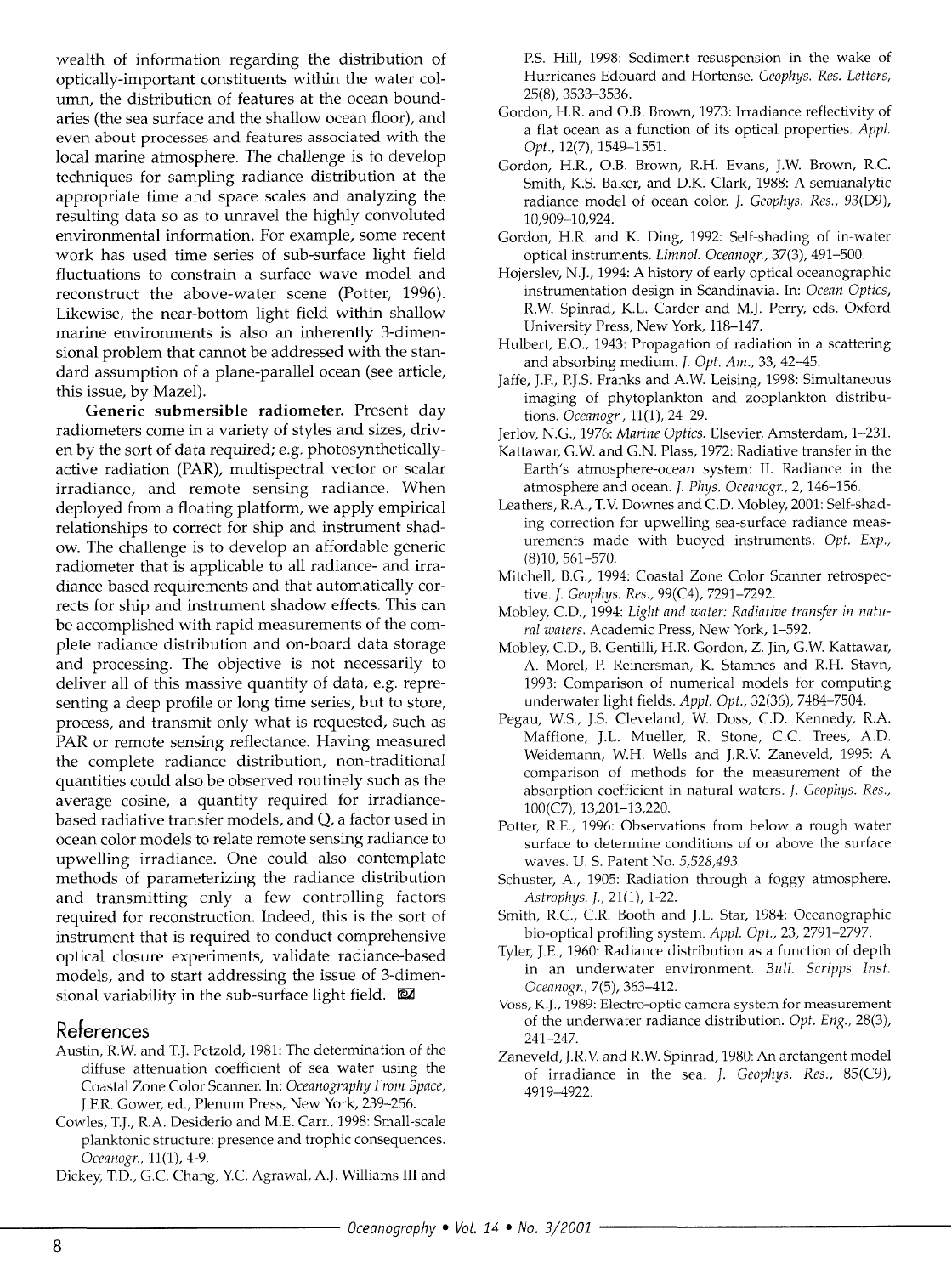wealth of information regarding the distribution of optically-important constituents within the water column, the distribution of features at the ocean boundaries (the sea surface and the shallow ocean floor), and even about processes and features associated with the local marine atmosphere. The challenge is to develop techniques for sampling radiance distribution at the appropriate time and space scales and analyzing the resulting data so as to unravel the highly convoluted environmental information. For example, some recent work has used time series of sub-surface light field fluctuations to constrain a surface wave model and reconstruct the above-water scene (Potter, 1996). Likewise, the near-bottom light field within shallow marine environments is also an inherently 3-dimensional problem that cannot be addressed with the standard assumption of a plane-parallel ocean (see article, this issue, by Mazel).

**Generic submersible radiometer.** Present day radiometers come in a variety of styles and sizes, driven by the sort of data required; e.g. photosynthetically-active radiation (PAR), multispectral vector or scalar irradiance, and remote sensing radiance. When deployed from a floating platform, we apply empirical relationships to correct for ship and instrument shadow. The challenge is to develop an affordable generic radiometer that is applicable to all radiance- and irradiance-based requirements and that automatically corrects for ship and instrument shadow effects. This can be accomplished with rapid measurements of the complete radiance distribution and on-board data storage and processing. The objective is not necessarily to deliver all of this massive quantity of data, e.g. representing a deep profile or long time series, but to store, process, and transmit only what is requested, such as PAR or remote sensing reflectance. Having measured the complete radiance distribution, non-traditional quantities could also be observed routinely such as the average cosine, a quantity required for irradiance-based radiative transfer models, and Q, a factor used in ocean color models to relate remote sensing radiance to upwelling irradiance. One could also contemplate methods of parameterizing the radiance distribution and transmitting only a few controlling factors required for reconstruction. Indeed, this is the sort of instrument that is required to conduct comprehensive optical closure experiments, validate radiance-based models, and to start addressing the issue of 3-dimensional variability in the sub-surface light field.

## References

Austin, R.W. and T.J. Petzold, 1981: The determination of the diffuse attenuation coefficient of sea water using the Coastal Zone Color Scanner. In: *Oceanography From Space*, J.F.R. Gower, ed., Plenum Press, New York, 239–256.

Cowles, T.J., R.A. Desiderio and M.E. Carr., 1998: Small-scale planktonic structure: presence and trophic consequences. *Oceanogr.*, 11(1), 4-9.

Dickey, T.D., G.C. Chang, Y.C. Agrawal, A.J. Williams III and P.S. Hill, 1998: Sediment resuspension in the wake of Hurricanes Edouard and Hortense. *Geophys. Res. Letters*, 25(8), 3533–3536.

Gordon, H.R. and O.B. Brown, 1973: Irradiance reflectivity of a flat ocean as a function of its optical properties. *Appl. Opt.*, 12(7), 1549–1551.

Gordon, H.R., O.B. Brown, R.H. Evans, J.W. Brown, R.C. Smith, K.S. Baker, and D.K. Clark, 1988: A semianalytic radiance model of ocean color. *J. Geophys. Res.*, 93(D9), 10,909–10,924.

Gordon, H.R. and K. Ding, 1992: Self-shading of in-water optical instruments. *Limnol. Oceanogr.*, 37(3), 491–500.

Hojerslev, N.J., 1994: A history of early optical oceanographic instrumentation design in Scandinavia. In: *Ocean Optics*, R.W. Spinrad, K.L. Carder and M.J. Perry, eds. Oxford University Press, New York, 118–147.

Hulbert, E.O., 1943: Propagation of radiation in a scattering and absorbing medium. *J. Opt. Am.*, 33, 42–45.

Jaffe, J.F., P.J.S. Franks and A.W. Leising, 1998: Simultaneous imaging of phytoplankton and zooplankton distributions. *Oceanogr.*, 11(1), 24–29.

Jerlov, N.G., 1976: *Marine Optics*. Elsevier, Amsterdam, 1–231.

Kattawar, G.W. and G.N. Plass, 1972: Radiative transfer in the Earth's atmosphere-ocean system: II. Radiance in the atmosphere and ocean. *J. Phys. Oceanogr.*, 2, 146–156.

Leathers, R.A., T.V. Downes and C.D. Mobley, 2001: Self-shading correction for upwelling sea-surface radiance measurements made with buoyed instruments. *Opt. Exp.*, (8)10, 561–570.

Mitchell, B.G., 1994: Coastal Zone Color Scanner retrospective. *J. Geophys. Res.*, 99(C4), 7291–7292.

Mobley, C.D., 1994: *Light and water: Radiative transfer in natural waters*. Academic Press, New York, 1–592.

Mobley, C.D., B. Gentilli, H.R. Gordon, Z. Jin, G.W. Kattawar, A. Morel, P. Reinersman, K. Stamnes and R.H. Stavn, 1993: Comparison of numerical models for computing underwater light fields. *Appl. Opt.*, 32(36), 7484–7504.

Pegau, W.S., J.S. Cleveland, W. Doss, C.D. Kennedy, R.A. Maffione, J.L. Mueller, R. Stone, C.C. Trees, A.D. Weidemann, W.H. Wells and J.R.V. Zaneveld, 1995: A comparison of methods for the measurement of the absorption coefficient in natural waters. *J. Geophys. Res.*, 100(C7), 13,201–13,220.

Potter, R.E., 1996: Observations from below a rough water surface to determine conditions of or above the surface waves. U. S. Patent No. *5,528,493*.

Schuster, A., 1905: Radiation through a foggy atmosphere. *Astrophys. J.*, 21(1), 1-22.

Smith, R.C., C.R. Booth and J.L. Star, 1984: Oceanographic bio-optical profiling system. *Appl. Opt.*, 23, 2791–2797.

Tyler, J.E., 1960: Radiance distribution as a function of depth in an underwater environment. *Bull. Scripps Inst. Oceanogr.*, 7(5), 363–412.

Voss, K.J., 1989: Electro-optic camera system for measurement of the underwater radiance distribution. *Opt. Eng.*, 28(3), 241–247.

Zaneveld, J.R.V. and R.W. Spinrad, 1980: An arctangent model of irradiance in the sea. *J. Geophys. Res.*, 85(C9), 4919–4922.